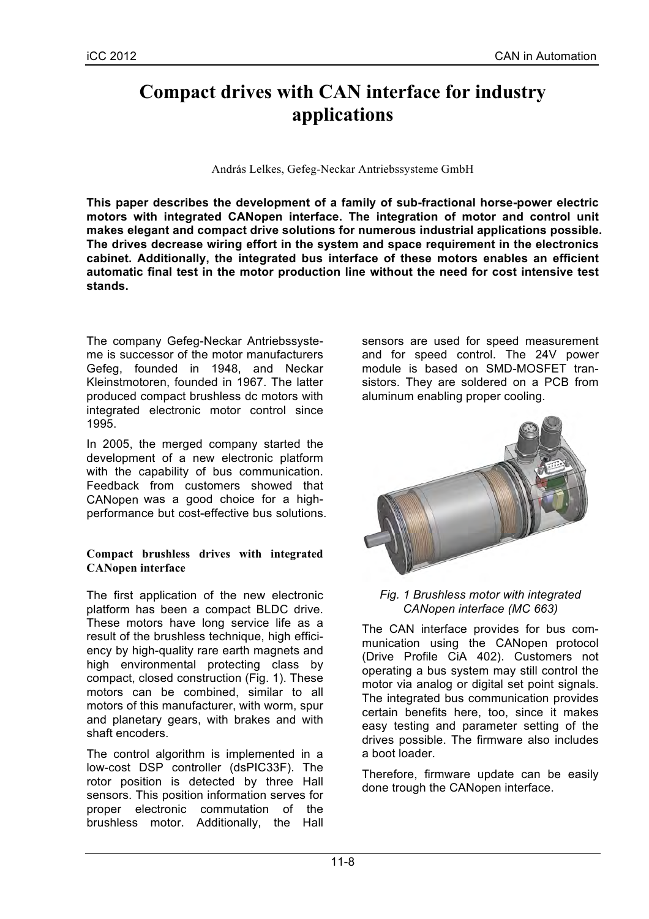# Compact drives with CAN interface for industry applications

András Lelkes, Gefeg-Neckar Antriebssysteme GmbH

**This paper describes the development of a family of sub-fractional horse-power electric motors with integrated CANopen interface. The integration of motor and control unit makes elegant and compact drive solutions for numerous industrial applications possible. The drives decrease wiring effort in the system and space requirement in the electronics cabinet. Additionally, the integrated bus interface of these motors enables an efficient automatic final test in the motor production line without the need for cost intensive test stands.**

The company Gefeg-Neckar Antriebssysteme is successor of the motor manufacturers Gefeg, founded in 1948, and Neckar Kleinstmotoren, founded in 1967. The latter produced compact brushless dc motors with integrated electronic motor control since 1995.

In 2005, the merged company started the development of a new electronic platform with the capability of bus communication. Feedback from customers showed that CANopen was a good choice for a high-performance but cost-effective bus solutions.

## Compact brushless drives with integrated CANopen interface

The first application of the new electronic platform has been a compact BLDC drive. These motors have long service life as a result of the brushless technique, high efficiency by high-quality rare earth magnets and high environmental protecting class by compact, closed construction (Fig. 1). These motors can be combined, similar to all motors of this manufacturer, with worm, spur and planetary gears, with brakes and with shaft encoders.

The control algorithm is implemented in a low-cost DSP controller (dsPIC33F). The rotor position is detected by three Hall sensors. This position information serves for proper electronic commutation of the brushless motor. Additionally, the Hall sensors are used for speed measurement and for speed control. The 24V power module is based on SMD-MOSFET transistors. They are soldered on a PCB from aluminum enabling proper cooling.

*Fig. 1 Brushless motor with integrated CANopen interface (MC 663)*

The CAN interface provides for bus communication using the CANopen protocol (Drive Profile CiA 402). Customers not operating a bus system may still control the motor via analog or digital set point signals. The integrated bus communication provides certain benefits here, too, since it makes easy testing and parameter setting of the drives possible. The firmware also includes a boot loader.

Therefore, firmware update can be easily done trough the CANopen interface.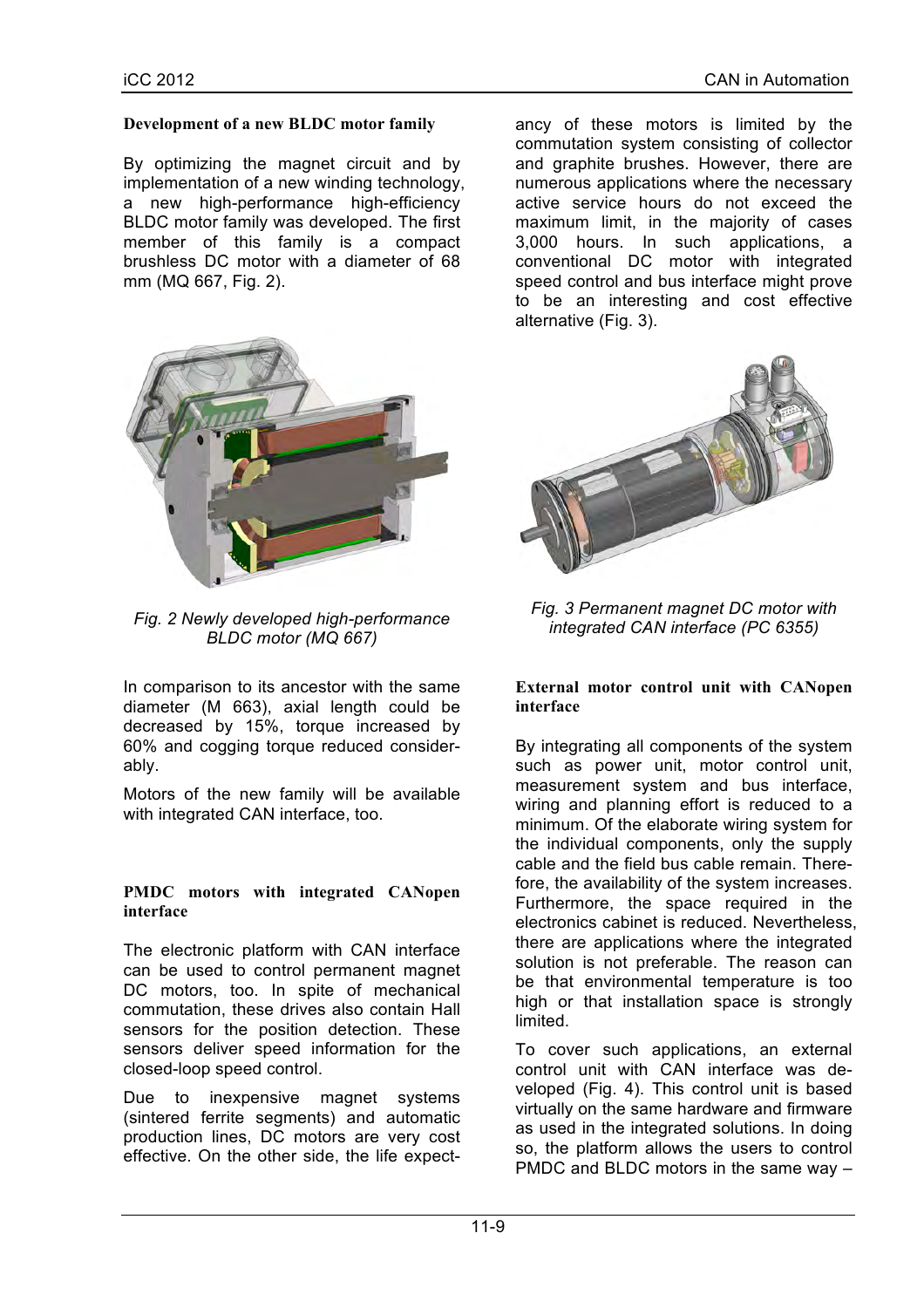### Development of a new BLDC motor family

By optimizing the magnet circuit and by implementation of a new winding technology, a new high-performance high-efficiency BLDC motor family was developed. The first member of this family is a compact brushless DC motor with a diameter of 68 mm (MQ 667, Fig. 2).

*Fig. 2 Newly developed high-performance BLDC motor (MQ 667)*

In comparison to its ancestor with the same diameter (M 663), axial length could be decreased by 15%, torque increased by 60% and cogging torque reduced considerably.

Motors of the new family will be available with integrated CAN interface, too.

### PMDC motors with integrated CANopen interface

The electronic platform with CAN interface can be used to control permanent magnet DC motors, too. In spite of mechanical commutation, these drives also contain Hall sensors for the position detection. These sensors deliver speed information for the closed-loop speed control.

Due to inexpensive magnet systems (sintered ferrite segments) and automatic production lines, DC motors are very cost effective. On the other side, the life expectancy of these motors is limited by the commutation system consisting of collector and graphite brushes. However, there are numerous applications where the necessary active service hours do not exceed the maximum limit, in the majority of cases 3,000 hours. In such applications, a conventional DC motor with integrated speed control and bus interface might prove to be an interesting and cost effective alternative (Fig. 3).

*Fig. 3 Permanent magnet DC motor with integrated CAN interface (PC 6355)*

### External motor control unit with CANopen interface

By integrating all components of the system such as power unit, motor control unit, measurement system and bus interface, wiring and planning effort is reduced to a minimum. Of the elaborate wiring system for the individual components, only the supply cable and the field bus cable remain. Therefore, the availability of the system increases. Furthermore, the space required in the electronics cabinet is reduced. Nevertheless, there are applications where the integrated solution is not preferable. The reason can be that environmental temperature is too high or that installation space is strongly limited.

To cover such applications, an external control unit with CAN interface was developed (Fig. 4). This control unit is based virtually on the same hardware and firmware as used in the integrated solutions. In doing so, the platform allows the users to control PMDC and BLDC motors in the same way –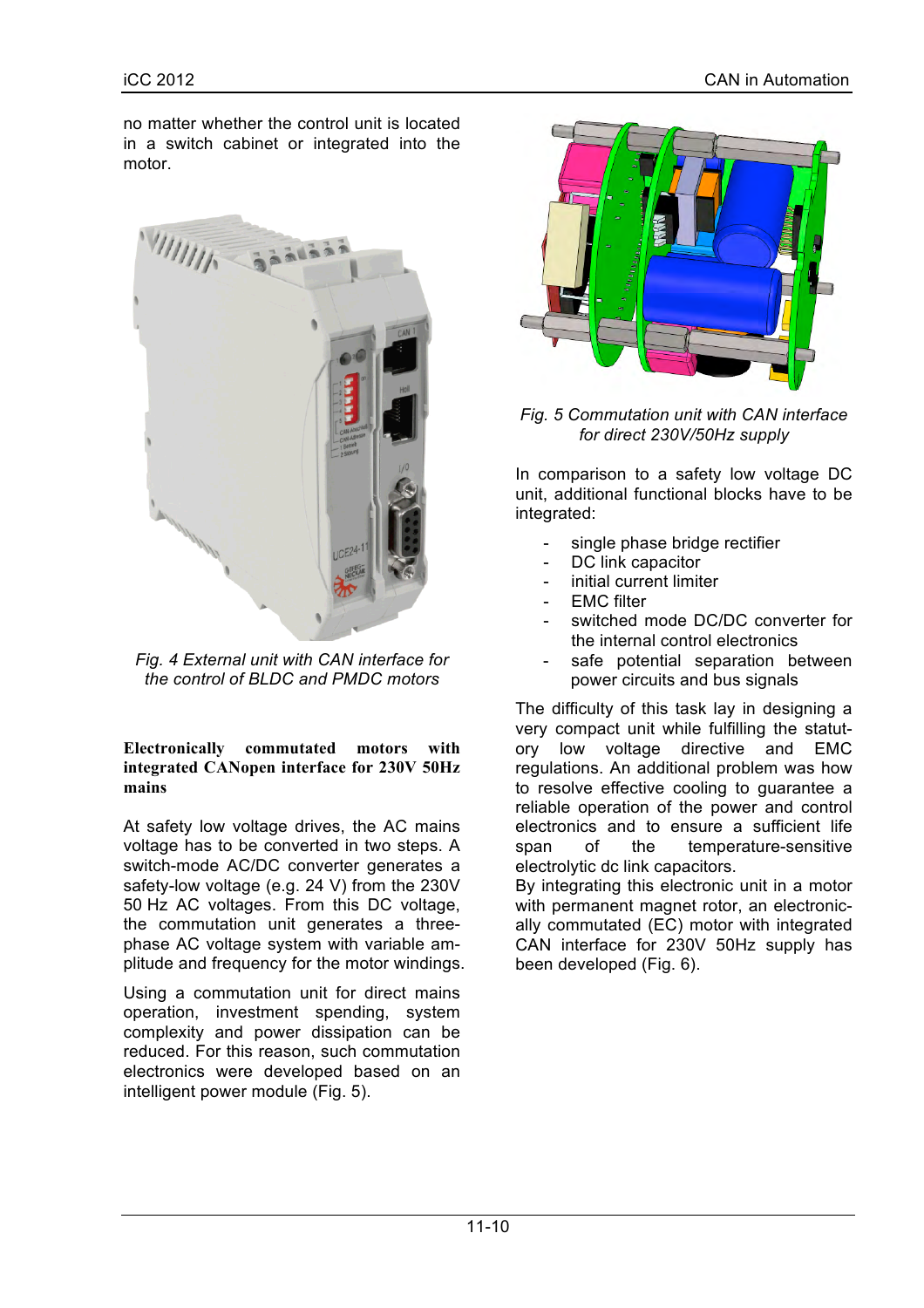no matter whether the control unit is located in a switch cabinet or integrated into the motor.

*Fig. 4 External unit with CAN interface for the control of BLDC and PMDC motors*

**Electronically commutated motors with integrated CANopen interface for 230V 50Hz mains**

At safety low voltage drives, the AC mains voltage has to be converted in two steps. A switch-mode AC/DC converter generates a safety-low voltage (e.g. 24 V) from the 230V 50 Hz AC voltages. From this DC voltage, the commutation unit generates a three-phase AC voltage system with variable amplitude and frequency for the motor windings.

Using a commutation unit for direct mains operation, investment spending, system complexity and power dissipation can be reduced. For this reason, such commutation electronics were developed based on an intelligent power module (Fig. 5).

*Fig. 5 Commutation unit with CAN interface for direct 230V/50Hz supply*

In comparison to a safety low voltage DC unit, additional functional blocks have to be integrated:

- single phase bridge rectifier
- DC link capacitor
- initial current limiter
- EMC filter
- switched mode DC/DC converter for the internal control electronics
- safe potential separation between power circuits and bus signals

The difficulty of this task lay in designing a very compact unit while fulfilling the statutory low voltage directive and EMC regulations. An additional problem was how to resolve effective cooling to guarantee a reliable operation of the power and control electronics and to ensure a sufficient life span of the temperature-sensitive electrolytic dc link capacitors.

By integrating this electronic unit in a motor with permanent magnet rotor, an electronically commutated (EC) motor with integrated CAN interface for 230V 50Hz supply has been developed (Fig. 6).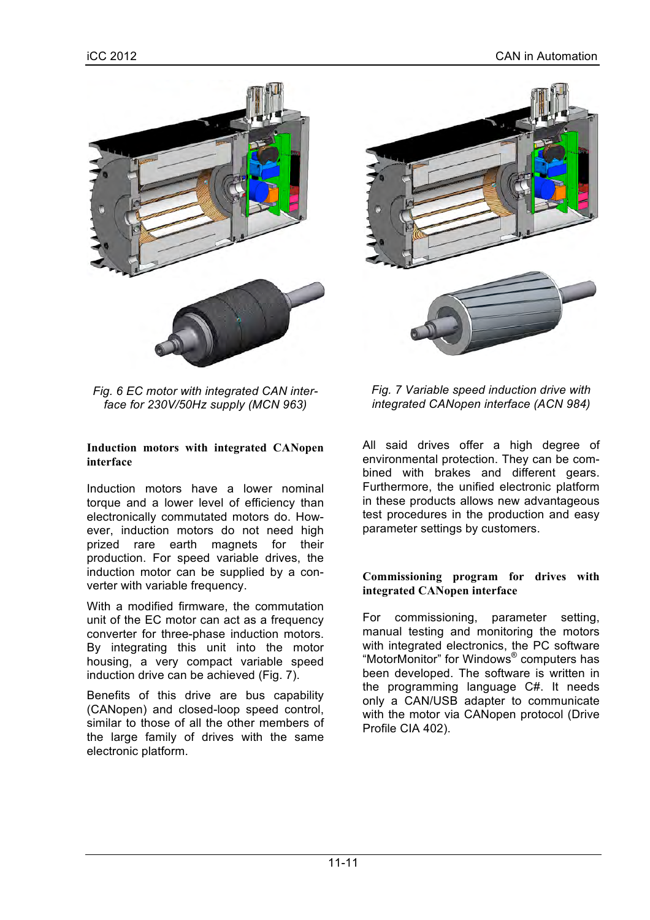*Fig. 6 EC motor with integrated CAN interface for 230V/50Hz supply (MCN 963)*

*Fig. 7 Variable speed induction drive with integrated CANopen interface (ACN 984)*

**Induction motors with integrated CANopen interface**

Induction motors have a lower nominal torque and a lower level of efficiency than electronically commutated motors do. However, induction motors do not need high prized rare earth magnets for their production. For speed variable drives, the induction motor can be supplied by a converter with variable frequency.

With a modified firmware, the commutation unit of the EC motor can act as a frequency converter for three-phase induction motors. By integrating this unit into the motor housing, a very compact variable speed induction drive can be achieved (Fig. 7).

Benefits of this drive are bus capability (CANopen) and closed-loop speed control, similar to those of all the other members of the large family of drives with the same electronic platform.

All said drives offer a high degree of environmental protection. They can be combined with brakes and different gears. Furthermore, the unified electronic platform in these products allows new advantageous test procedures in the production and easy parameter settings by customers.

**Commissioning program for drives with integrated CANopen interface**

For commissioning, parameter setting, manual testing and monitoring the motors with integrated electronics, the PC software "MotorMonitor" for Windows® computers has been developed. The software is written in the programming language C#. It needs only a CAN/USB adapter to communicate with the motor via CANopen protocol (Drive Profile CIA 402).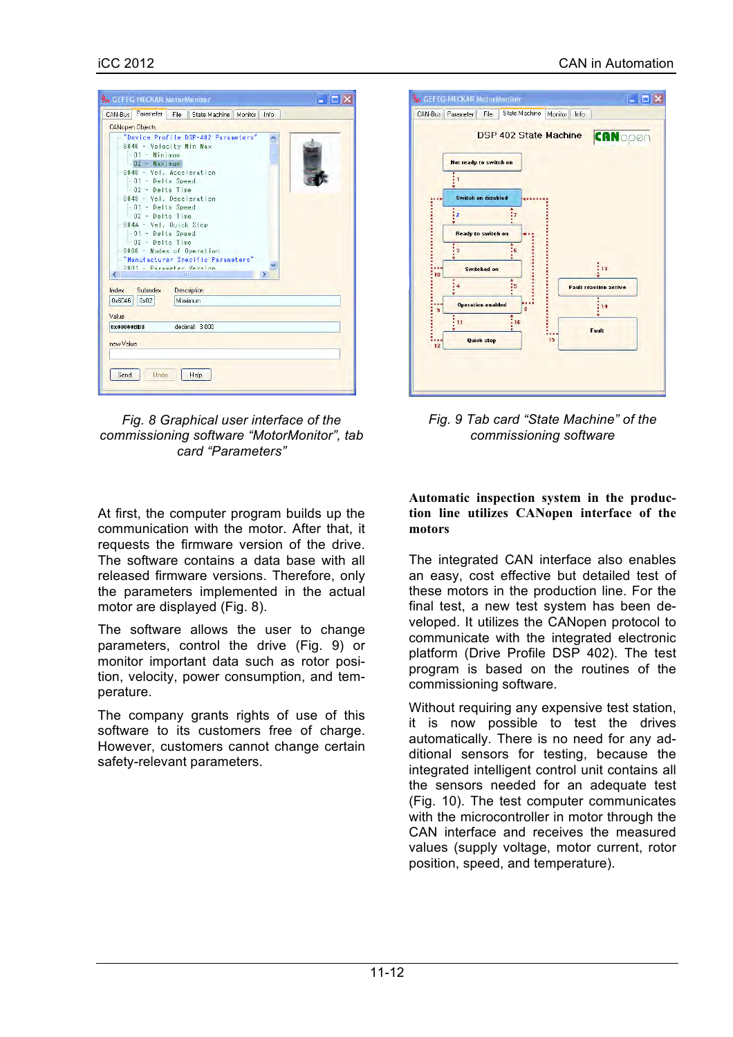Fig. 8 Graphical user interface of the commissioning software “MotorMonitor”, tab card “Parameters”

Fig. 9 Tab card “State Machine” of the commissioning software

At first, the computer program builds up the communication with the motor. After that, it requests the firmware version of the drive. The software contains a data base with all released firmware versions. Therefore, only the parameters implemented in the actual motor are displayed (Fig. 8).

The software allows the user to change parameters, control the drive (Fig. 9) or monitor important data such as rotor position, velocity, power consumption, and temperature.

The company grants rights of use of this software to its customers free of charge. However, customers cannot change certain safety-relevant parameters.

**Automatic inspection system in the production line utilizes CANopen interface of the motors**

The integrated CAN interface also enables an easy, cost effective but detailed test of these motors in the production line. For the final test, a new test system has been developed. It utilizes the CANopen protocol to communicate with the integrated electronic platform (Drive Profile DSP 402). The test program is based on the routines of the commissioning software.

Without requiring any expensive test station, it is now possible to test the drives automatically. There is no need for any additional sensors for testing, because the integrated intelligent control unit contains all the sensors needed for an adequate test (Fig. 10). The test computer communicates with the microcontroller in motor through the CAN interface and receives the measured values (supply voltage, motor current, rotor position, speed, and temperature).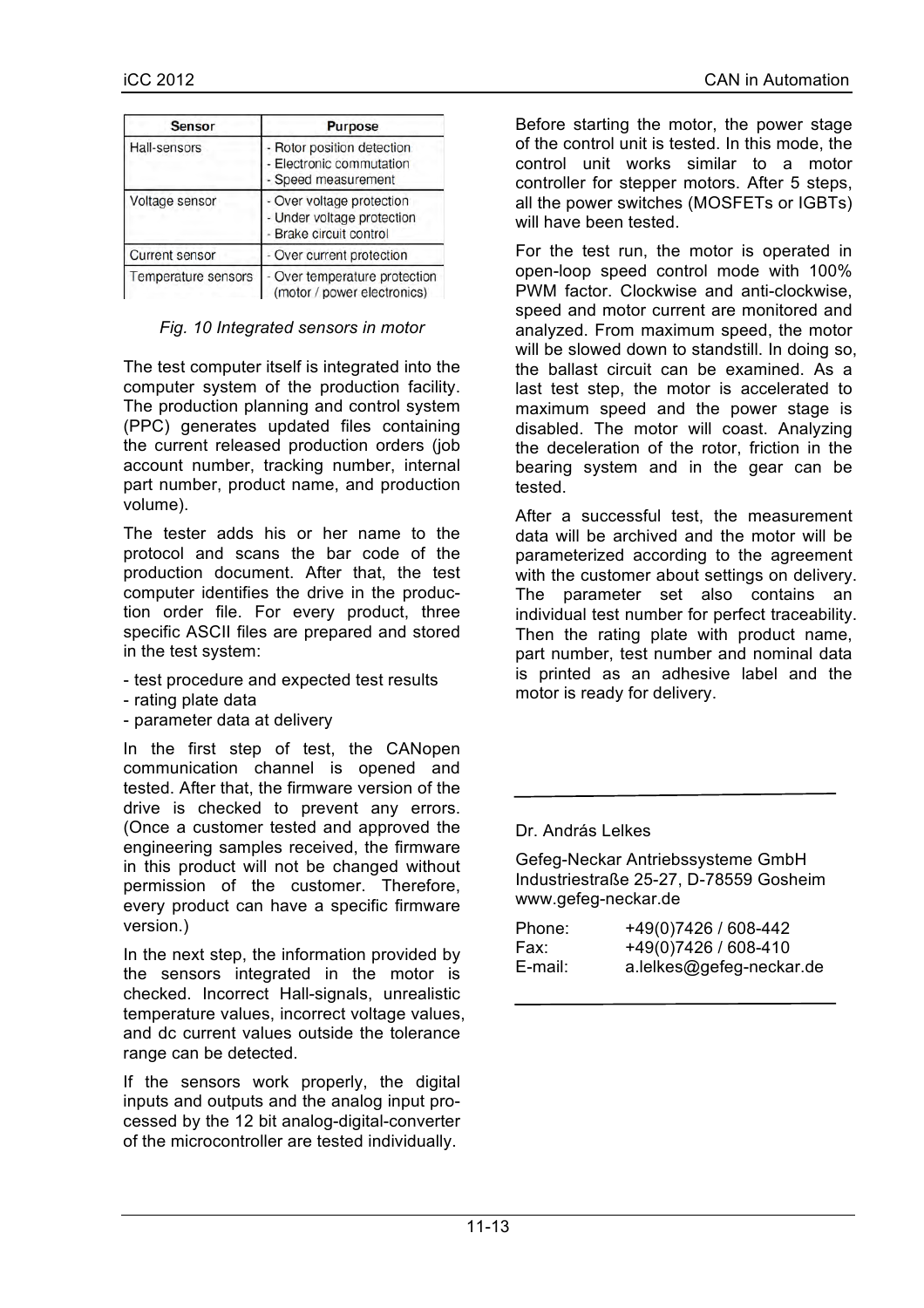| Sensor | Purpose |
|---|---|
| Hall-sensors | - Rotor position detection<br>- Electronic commutation<br>- Speed measurement |
| Voltage sensor | - Over voltage protection<br>- Under voltage protection<br>- Brake circuit control |
| Current sensor | - Over current protection |
| Temperature sensors | - Over temperature protection (motor / power electronics) |

*Fig. 10 Integrated sensors in motor*

The test computer itself is integrated into the computer system of the production facility. The production planning and control system (PPC) generates updated files containing the current released production orders (job account number, tracking number, internal part number, product name, and production volume).

The tester adds his or her name to the protocol and scans the bar code of the production document. After that, the test computer identifies the drive in the production order file. For every product, three specific ASCII files are prepared and stored in the test system:

- test procedure and expected test results
- rating plate data
- parameter data at delivery

In the first step of test, the CANopen communication channel is opened and tested. After that, the firmware version of the drive is checked to prevent any errors. (Once a customer tested and approved the engineering samples received, the firmware in this product will not be changed without permission of the customer. Therefore, every product can have a specific firmware version.)

In the next step, the information provided by the sensors integrated in the motor is checked. Incorrect Hall-signals, unrealistic temperature values, incorrect voltage values, and dc current values outside the tolerance range can be detected.

If the sensors work properly, the digital inputs and outputs and the analog input processed by the 12 bit analog-digital-converter of the microcontroller are tested individually.

Before starting the motor, the power stage of the control unit is tested. In this mode, the control unit works similar to a motor controller for stepper motors. After 5 steps, all the power switches (MOSFETs or IGBTs) will have been tested.

For the test run, the motor is operated in open-loop speed control mode with 100% PWM factor. Clockwise and anti-clockwise, speed and motor current are monitored and analyzed. From maximum speed, the motor will be slowed down to standstill. In doing so, the ballast circuit can be examined. As a last test step, the motor is accelerated to maximum speed and the power stage is disabled. The motor will coast. Analyzing the deceleration of the rotor, friction in the bearing system and in the gear can be tested.

After a successful test, the measurement data will be archived and the motor will be parameterized according to the agreement with the customer about settings on delivery. The parameter set also contains an individual test number for perfect traceability. Then the rating plate with product name, part number, test number and nominal data is printed as an adhesive label and the motor is ready for delivery.

---

Dr. András Lelkes

Gefeg-Neckar Antriebssysteme GmbH
Industriestraße 25-27, D-78559 Gosheim
www.gefeg-neckar.de

Phone: +49(0)7426 / 608-442
Fax: +49(0)7426 / 608-410
E-mail: a.lelkes@gefeg-neckar.de

---